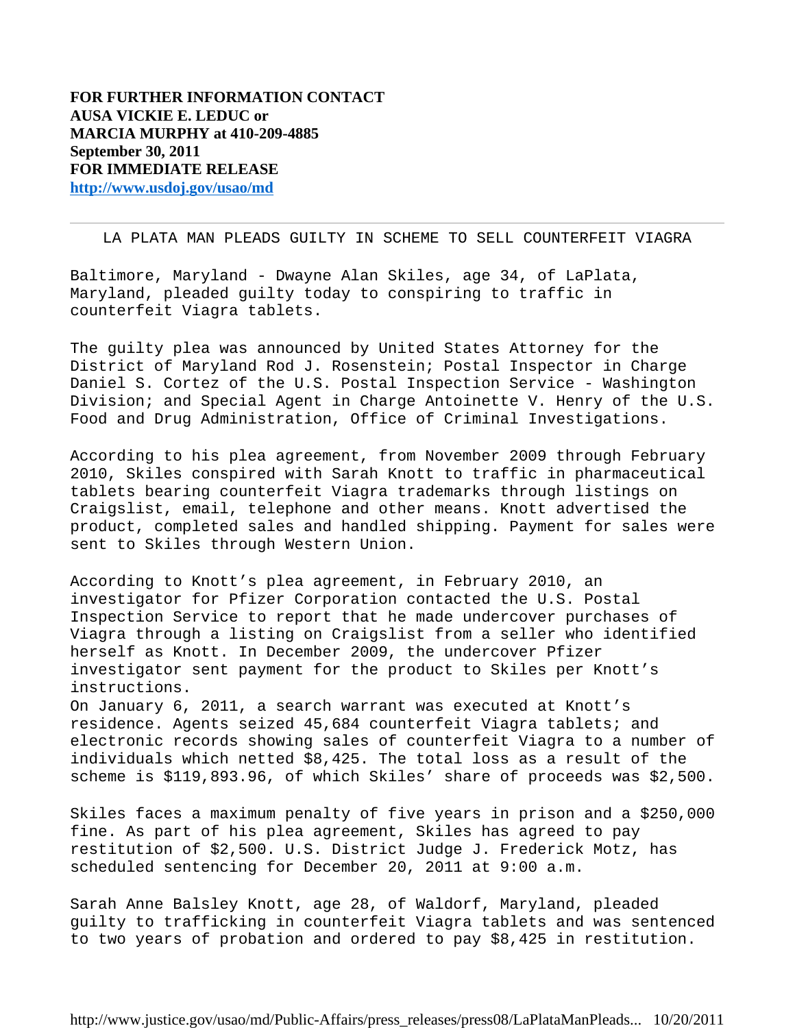**FOR FURTHER INFORMATION CONTACT**
**AUSA VICKIE E. LEDUC or**
**MARCIA MURPHY at 410-209-4885**
**September 30, 2011**
**FOR IMMEDIATE RELEASE**
**http://www.usdoj.gov/usao/md**

---

# LA PLATA MAN PLEADS GUILTY IN SCHEME TO SELL COUNTERFEIT VIAGRA

Baltimore, Maryland - Dwayne Alan Skiles, age 34, of LaPlata, Maryland, pleaded guilty today to conspiring to traffic in counterfeit Viagra tablets.

The guilty plea was announced by United States Attorney for the District of Maryland Rod J. Rosenstein; Postal Inspector in Charge Daniel S. Cortez of the U.S. Postal Inspection Service - Washington Division; and Special Agent in Charge Antoinette V. Henry of the U.S. Food and Drug Administration, Office of Criminal Investigations.

According to his plea agreement, from November 2009 through February 2010, Skiles conspired with Sarah Knott to traffic in pharmaceutical tablets bearing counterfeit Viagra trademarks through listings on Craigslist, email, telephone and other means. Knott advertised the product, completed sales and handled shipping. Payment for sales were sent to Skiles through Western Union.

According to Knott's plea agreement, in February 2010, an investigator for Pfizer Corporation contacted the U.S. Postal Inspection Service to report that he made undercover purchases of Viagra through a listing on Craigslist from a seller who identified herself as Knott. In December 2009, the undercover Pfizer investigator sent payment for the product to Skiles per Knott's instructions.
On January 6, 2011, a search warrant was executed at Knott's residence. Agents seized 45,684 counterfeit Viagra tablets; and electronic records showing sales of counterfeit Viagra to a number of individuals which netted $8,425. The total loss as a result of the scheme is $119,893.96, of which Skiles' share of proceeds was $2,500.

Skiles faces a maximum penalty of five years in prison and a $250,000 fine. As part of his plea agreement, Skiles has agreed to pay restitution of $2,500. U.S. District Judge J. Frederick Motz, has scheduled sentencing for December 20, 2011 at 9:00 a.m.

Sarah Anne Balsley Knott, age 28, of Waldorf, Maryland, pleaded guilty to trafficking in counterfeit Viagra tablets and was sentenced to two years of probation and ordered to pay $8,425 in restitution.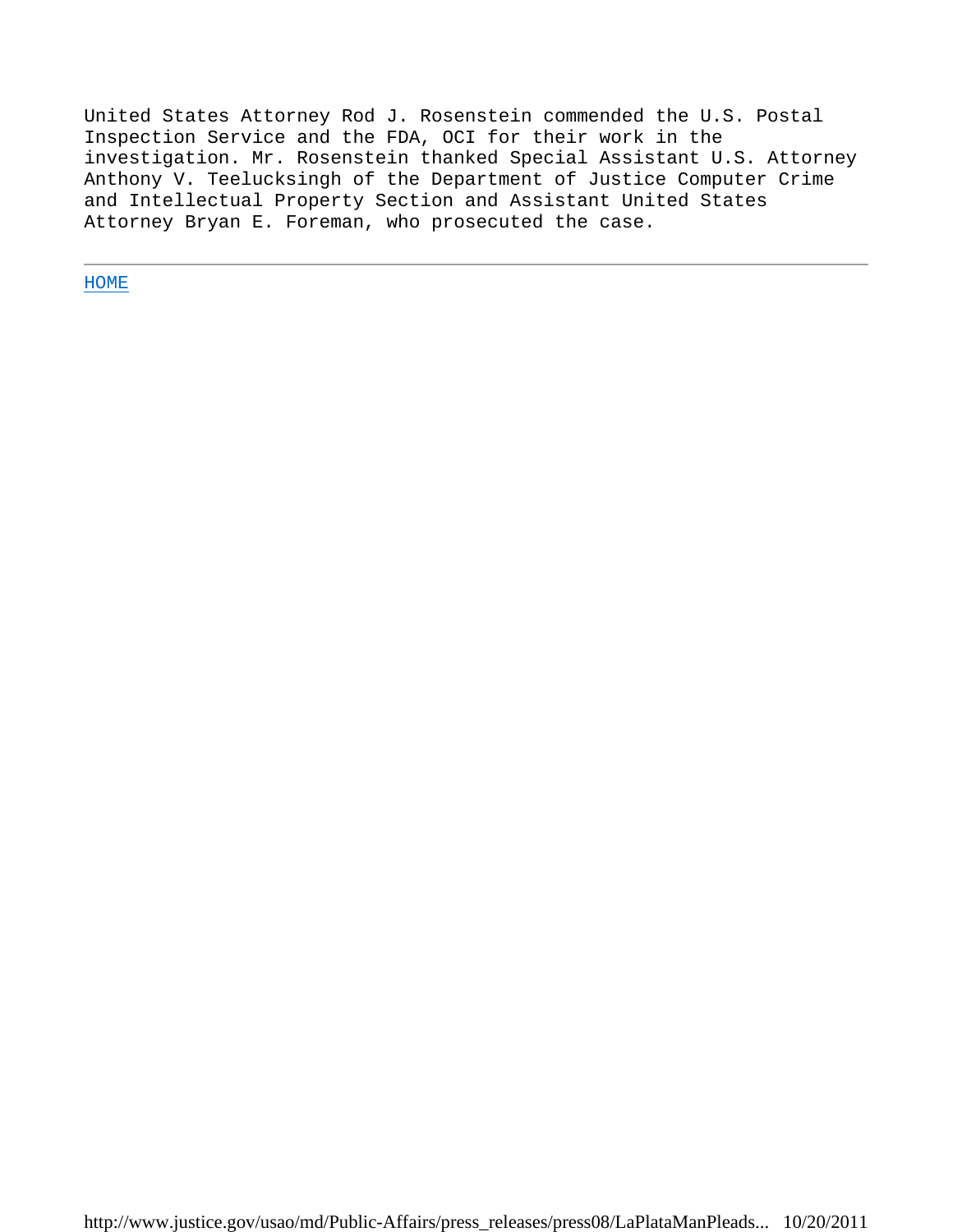United States Attorney Rod J. Rosenstein commended the U.S. Postal Inspection Service and the FDA, OCI for their work in the investigation. Mr. Rosenstein thanked Special Assistant U.S. Attorney Anthony V. Teelucksingh of the Department of Justice Computer Crime and Intellectual Property Section and Assistant United States Attorney Bryan E. Foreman, who prosecuted the case.

---

HOME